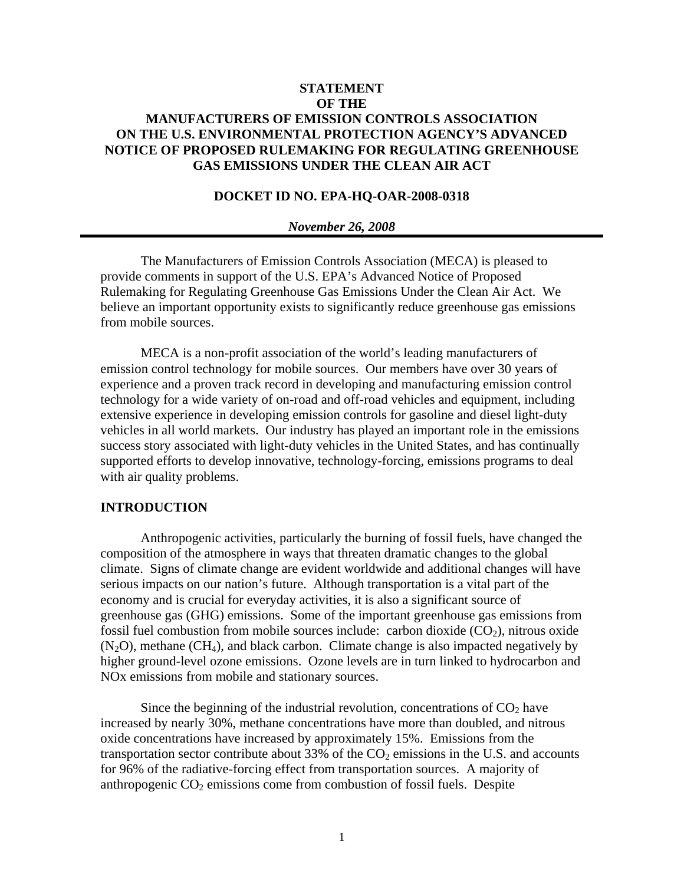**STATEMENT**
**OF THE**
**MANUFACTURERS OF EMISSION CONTROLS ASSOCIATION**
**ON THE U.S. ENVIRONMENTAL PROTECTION AGENCY'S ADVANCED NOTICE OF PROPOSED RULEMAKING FOR REGULATING GREENHOUSE GAS EMISSIONS UNDER THE CLEAN AIR ACT**

**DOCKET ID NO. EPA-HQ-OAR-2008-0318**

***November 26, 2008***

---

The Manufacturers of Emission Controls Association (MECA) is pleased to provide comments in support of the U.S. EPA's Advanced Notice of Proposed Rulemaking for Regulating Greenhouse Gas Emissions Under the Clean Air Act. We believe an important opportunity exists to significantly reduce greenhouse gas emissions from mobile sources.

MECA is a non-profit association of the world's leading manufacturers of emission control technology for mobile sources. Our members have over 30 years of experience and a proven track record in developing and manufacturing emission control technology for a wide variety of on-road and off-road vehicles and equipment, including extensive experience in developing emission controls for gasoline and diesel light-duty vehicles in all world markets. Our industry has played an important role in the emissions success story associated with light-duty vehicles in the United States, and has continually supported efforts to develop innovative, technology-forcing, emissions programs to deal with air quality problems.

## INTRODUCTION

Anthropogenic activities, particularly the burning of fossil fuels, have changed the composition of the atmosphere in ways that threaten dramatic changes to the global climate. Signs of climate change are evident worldwide and additional changes will have serious impacts on our nation's future. Although transportation is a vital part of the economy and is crucial for everyday activities, it is also a significant source of greenhouse gas (GHG) emissions. Some of the important greenhouse gas emissions from fossil fuel combustion from mobile sources include: carbon dioxide ($CO_2$), nitrous oxide ($N_2O$), methane ($CH_4$), and black carbon. Climate change is also impacted negatively by higher ground-level ozone emissions. Ozone levels are in turn linked to hydrocarbon and NOx emissions from mobile and stationary sources.

Since the beginning of the industrial revolution, concentrations of $CO_2$ have increased by nearly 30%, methane concentrations have more than doubled, and nitrous oxide concentrations have increased by approximately 15%. Emissions from the transportation sector contribute about 33% of the $CO_2$ emissions in the U.S. and accounts for 96% of the radiative-forcing effect from transportation sources. A majority of anthropogenic $CO_2$ emissions come from combustion of fossil fuels. Despite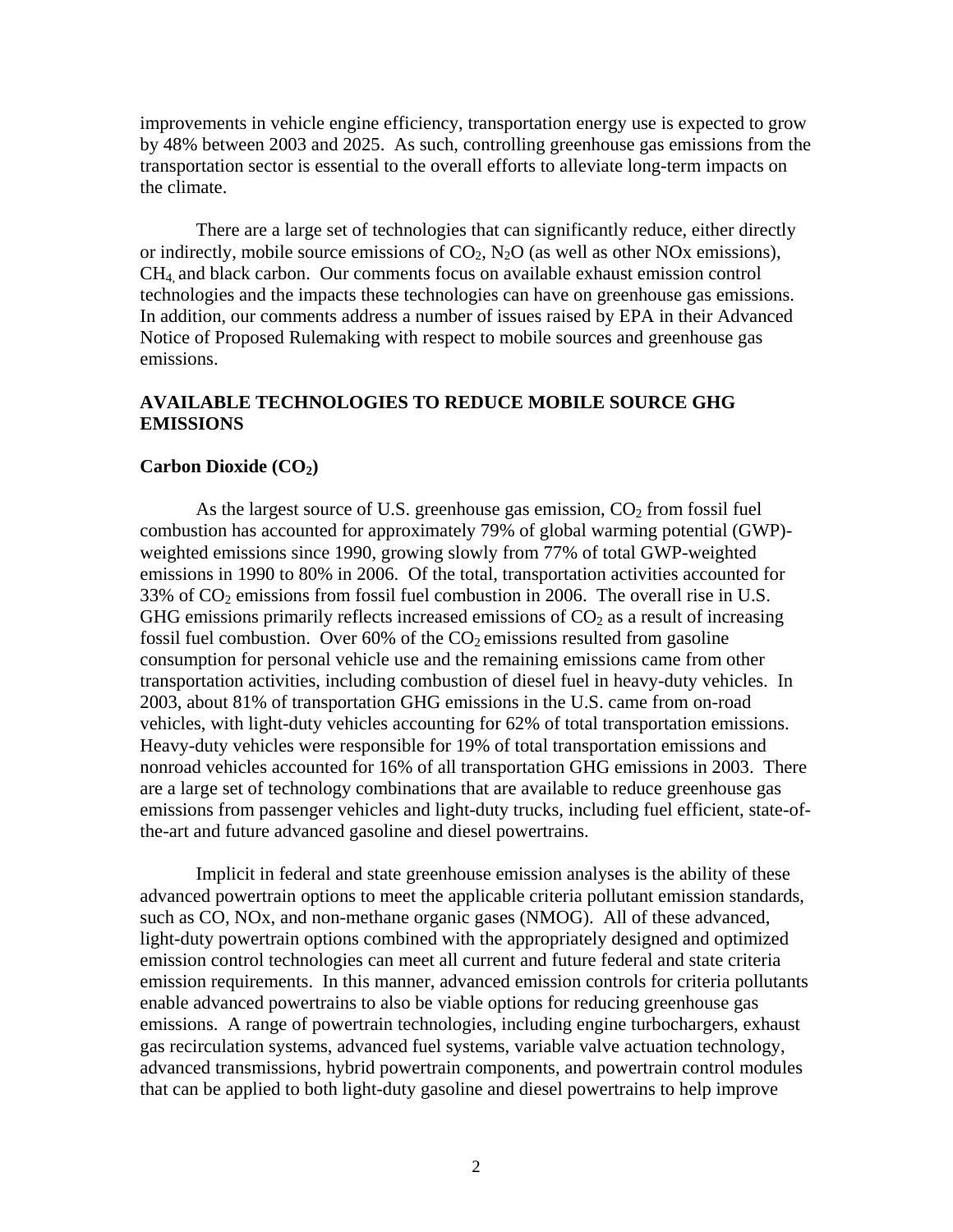improvements in vehicle engine efficiency, transportation energy use is expected to grow by 48% between 2003 and 2025. As such, controlling greenhouse gas emissions from the transportation sector is essential to the overall efforts to alleviate long-term impacts on the climate.

There are a large set of technologies that can significantly reduce, either directly or indirectly, mobile source emissions of $CO_2$, $N_2O$ (as well as other NOx emissions), $CH_4$, and black carbon. Our comments focus on available exhaust emission control technologies and the impacts these technologies can have on greenhouse gas emissions. In addition, our comments address a number of issues raised by EPA in their Advanced Notice of Proposed Rulemaking with respect to mobile sources and greenhouse gas emissions.

## AVAILABLE TECHNOLOGIES TO REDUCE MOBILE SOURCE GHG EMISSIONS

### Carbon Dioxide ($CO_2$)

As the largest source of U.S. greenhouse gas emission, $CO_2$ from fossil fuel combustion has accounted for approximately 79% of global warming potential (GWP)-weighted emissions since 1990, growing slowly from 77% of total GWP-weighted emissions in 1990 to 80% in 2006. Of the total, transportation activities accounted for 33% of $CO_2$ emissions from fossil fuel combustion in 2006. The overall rise in U.S. GHG emissions primarily reflects increased emissions of $CO_2$ as a result of increasing fossil fuel combustion. Over 60% of the $CO_2$ emissions resulted from gasoline consumption for personal vehicle use and the remaining emissions came from other transportation activities, including combustion of diesel fuel in heavy-duty vehicles. In 2003, about 81% of transportation GHG emissions in the U.S. came from on-road vehicles, with light-duty vehicles accounting for 62% of total transportation emissions. Heavy-duty vehicles were responsible for 19% of total transportation emissions and nonroad vehicles accounted for 16% of all transportation GHG emissions in 2003. There are a large set of technology combinations that are available to reduce greenhouse gas emissions from passenger vehicles and light-duty trucks, including fuel efficient, state-of-the-art and future advanced gasoline and diesel powertrains.

Implicit in federal and state greenhouse emission analyses is the ability of these advanced powertrain options to meet the applicable criteria pollutant emission standards, such as CO, NOx, and non-methane organic gases (NMOG). All of these advanced, light-duty powertrain options combined with the appropriately designed and optimized emission control technologies can meet all current and future federal and state criteria emission requirements. In this manner, advanced emission controls for criteria pollutants enable advanced powertrains to also be viable options for reducing greenhouse gas emissions. A range of powertrain technologies, including engine turbochargers, exhaust gas recirculation systems, advanced fuel systems, variable valve actuation technology, advanced transmissions, hybrid powertrain components, and powertrain control modules that can be applied to both light-duty gasoline and diesel powertrains to help improve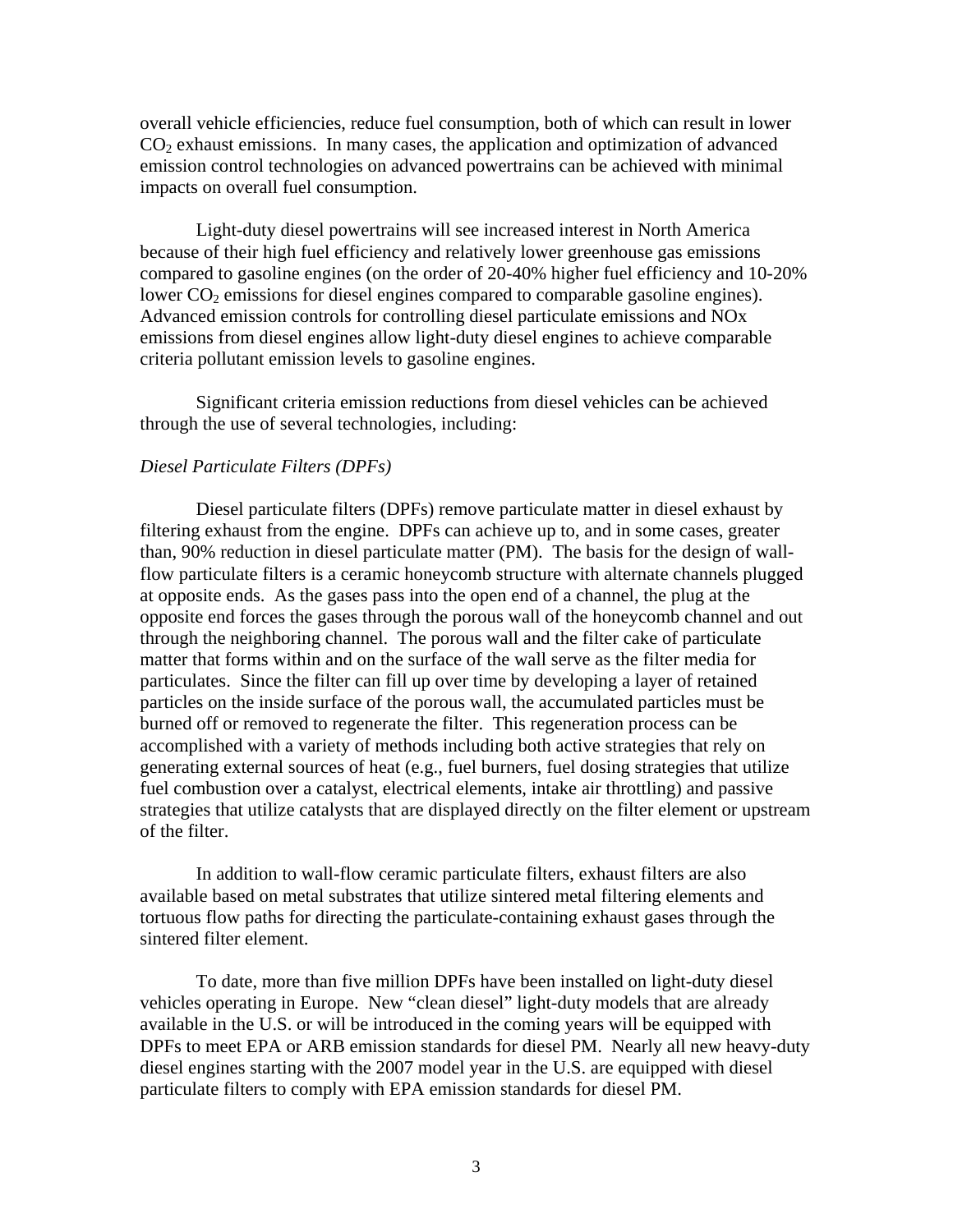overall vehicle efficiencies, reduce fuel consumption, both of which can result in lower $CO_2$ exhaust emissions. In many cases, the application and optimization of advanced emission control technologies on advanced powertrains can be achieved with minimal impacts on overall fuel consumption.

Light-duty diesel powertrains will see increased interest in North America because of their high fuel efficiency and relatively lower greenhouse gas emissions compared to gasoline engines (on the order of 20-40% higher fuel efficiency and 10-20% lower $CO_2$ emissions for diesel engines compared to comparable gasoline engines). Advanced emission controls for controlling diesel particulate emissions and NOx emissions from diesel engines allow light-duty diesel engines to achieve comparable criteria pollutant emission levels to gasoline engines.

Significant criteria emission reductions from diesel vehicles can be achieved through the use of several technologies, including:

*Diesel Particulate Filters (DPFs)*

Diesel particulate filters (DPFs) remove particulate matter in diesel exhaust by filtering exhaust from the engine. DPFs can achieve up to, and in some cases, greater than, 90% reduction in diesel particulate matter (PM). The basis for the design of wall-flow particulate filters is a ceramic honeycomb structure with alternate channels plugged at opposite ends. As the gases pass into the open end of a channel, the plug at the opposite end forces the gases through the porous wall of the honeycomb channel and out through the neighboring channel. The porous wall and the filter cake of particulate matter that forms within and on the surface of the wall serve as the filter media for particulates. Since the filter can fill up over time by developing a layer of retained particles on the inside surface of the porous wall, the accumulated particles must be burned off or removed to regenerate the filter. This regeneration process can be accomplished with a variety of methods including both active strategies that rely on generating external sources of heat (e.g., fuel burners, fuel dosing strategies that utilize fuel combustion over a catalyst, electrical elements, intake air throttling) and passive strategies that utilize catalysts that are displayed directly on the filter element or upstream of the filter.

In addition to wall-flow ceramic particulate filters, exhaust filters are also available based on metal substrates that utilize sintered metal filtering elements and tortuous flow paths for directing the particulate-containing exhaust gases through the sintered filter element.

To date, more than five million DPFs have been installed on light-duty diesel vehicles operating in Europe. New "clean diesel" light-duty models that are already available in the U.S. or will be introduced in the coming years will be equipped with DPFs to meet EPA or ARB emission standards for diesel PM. Nearly all new heavy-duty diesel engines starting with the 2007 model year in the U.S. are equipped with diesel particulate filters to comply with EPA emission standards for diesel PM.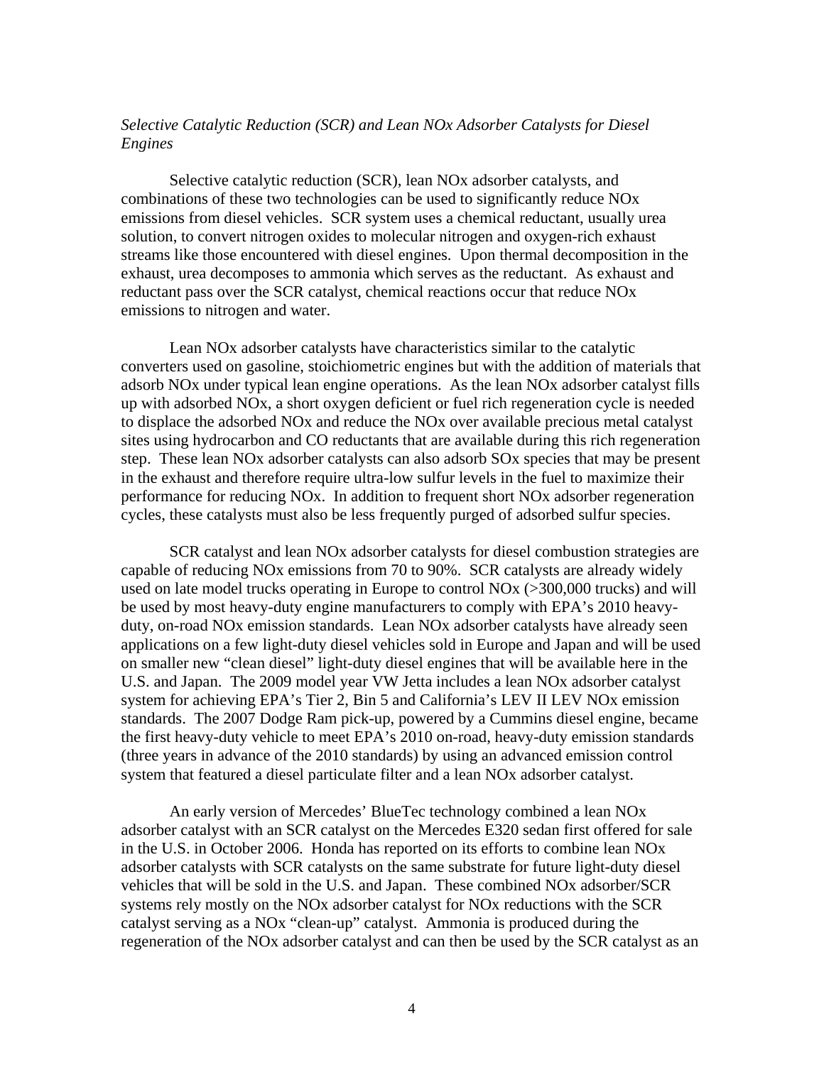*Selective Catalytic Reduction (SCR) and Lean NOx Adsorber Catalysts for Diesel Engines*

Selective catalytic reduction (SCR), lean NOx adsorber catalysts, and combinations of these two technologies can be used to significantly reduce NOx emissions from diesel vehicles. SCR system uses a chemical reductant, usually urea solution, to convert nitrogen oxides to molecular nitrogen and oxygen-rich exhaust streams like those encountered with diesel engines. Upon thermal decomposition in the exhaust, urea decomposes to ammonia which serves as the reductant. As exhaust and reductant pass over the SCR catalyst, chemical reactions occur that reduce NOx emissions to nitrogen and water.

Lean NOx adsorber catalysts have characteristics similar to the catalytic converters used on gasoline, stoichiometric engines but with the addition of materials that adsorb NOx under typical lean engine operations. As the lean NOx adsorber catalyst fills up with adsorbed NOx, a short oxygen deficient or fuel rich regeneration cycle is needed to displace the adsorbed NOx and reduce the NOx over available precious metal catalyst sites using hydrocarbon and CO reductants that are available during this rich regeneration step. These lean NOx adsorber catalysts can also adsorb SOx species that may be present in the exhaust and therefore require ultra-low sulfur levels in the fuel to maximize their performance for reducing NOx. In addition to frequent short NOx adsorber regeneration cycles, these catalysts must also be less frequently purged of adsorbed sulfur species.

SCR catalyst and lean NOx adsorber catalysts for diesel combustion strategies are capable of reducing NOx emissions from 70 to 90%. SCR catalysts are already widely used on late model trucks operating in Europe to control NOx (>300,000 trucks) and will be used by most heavy-duty engine manufacturers to comply with EPA's 2010 heavy-duty, on-road NOx emission standards. Lean NOx adsorber catalysts have already seen applications on a few light-duty diesel vehicles sold in Europe and Japan and will be used on smaller new "clean diesel" light-duty diesel engines that will be available here in the U.S. and Japan. The 2009 model year VW Jetta includes a lean NOx adsorber catalyst system for achieving EPA's Tier 2, Bin 5 and California's LEV II LEV NOx emission standards. The 2007 Dodge Ram pick-up, powered by a Cummins diesel engine, became the first heavy-duty vehicle to meet EPA's 2010 on-road, heavy-duty emission standards (three years in advance of the 2010 standards) by using an advanced emission control system that featured a diesel particulate filter and a lean NOx adsorber catalyst.

An early version of Mercedes' BlueTec technology combined a lean NOx adsorber catalyst with an SCR catalyst on the Mercedes E320 sedan first offered for sale in the U.S. in October 2006. Honda has reported on its efforts to combine lean NOx adsorber catalysts with SCR catalysts on the same substrate for future light-duty diesel vehicles that will be sold in the U.S. and Japan. These combined NOx adsorber/SCR systems rely mostly on the NOx adsorber catalyst for NOx reductions with the SCR catalyst serving as a NOx "clean-up" catalyst. Ammonia is produced during the regeneration of the NOx adsorber catalyst and can then be used by the SCR catalyst as an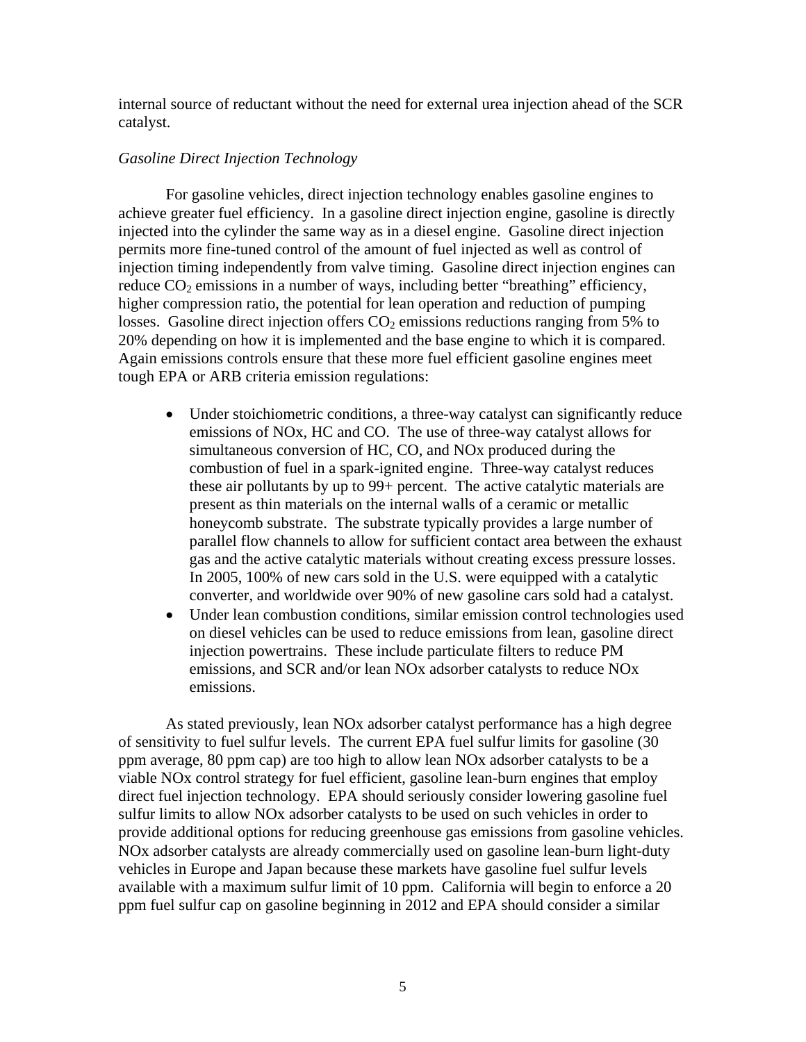internal source of reductant without the need for external urea injection ahead of the SCR catalyst.

*Gasoline Direct Injection Technology*

For gasoline vehicles, direct injection technology enables gasoline engines to achieve greater fuel efficiency. In a gasoline direct injection engine, gasoline is directly injected into the cylinder the same way as in a diesel engine. Gasoline direct injection permits more fine-tuned control of the amount of fuel injected as well as control of injection timing independently from valve timing. Gasoline direct injection engines can reduce $CO_2$ emissions in a number of ways, including better "breathing" efficiency, higher compression ratio, the potential for lean operation and reduction of pumping losses. Gasoline direct injection offers $CO_2$ emissions reductions ranging from 5% to 20% depending on how it is implemented and the base engine to which it is compared. Again emissions controls ensure that these more fuel efficient gasoline engines meet tough EPA or ARB criteria emission regulations:

- Under stoichiometric conditions, a three-way catalyst can significantly reduce emissions of NOx, HC and CO. The use of three-way catalyst allows for simultaneous conversion of HC, CO, and NOx produced during the combustion of fuel in a spark-ignited engine. Three-way catalyst reduces these air pollutants by up to 99+ percent. The active catalytic materials are present as thin materials on the internal walls of a ceramic or metallic honeycomb substrate. The substrate typically provides a large number of parallel flow channels to allow for sufficient contact area between the exhaust gas and the active catalytic materials without creating excess pressure losses. In 2005, 100% of new cars sold in the U.S. were equipped with a catalytic converter, and worldwide over 90% of new gasoline cars sold had a catalyst.
- Under lean combustion conditions, similar emission control technologies used on diesel vehicles can be used to reduce emissions from lean, gasoline direct injection powertrains. These include particulate filters to reduce PM emissions, and SCR and/or lean NOx adsorber catalysts to reduce NOx emissions.

As stated previously, lean NOx adsorber catalyst performance has a high degree of sensitivity to fuel sulfur levels. The current EPA fuel sulfur limits for gasoline (30 ppm average, 80 ppm cap) are too high to allow lean NOx adsorber catalysts to be a viable NOx control strategy for fuel efficient, gasoline lean-burn engines that employ direct fuel injection technology. EPA should seriously consider lowering gasoline fuel sulfur limits to allow NOx adsorber catalysts to be used on such vehicles in order to provide additional options for reducing greenhouse gas emissions from gasoline vehicles. NOx adsorber catalysts are already commercially used on gasoline lean-burn light-duty vehicles in Europe and Japan because these markets have gasoline fuel sulfur levels available with a maximum sulfur limit of 10 ppm. California will begin to enforce a 20 ppm fuel sulfur cap on gasoline beginning in 2012 and EPA should consider a similar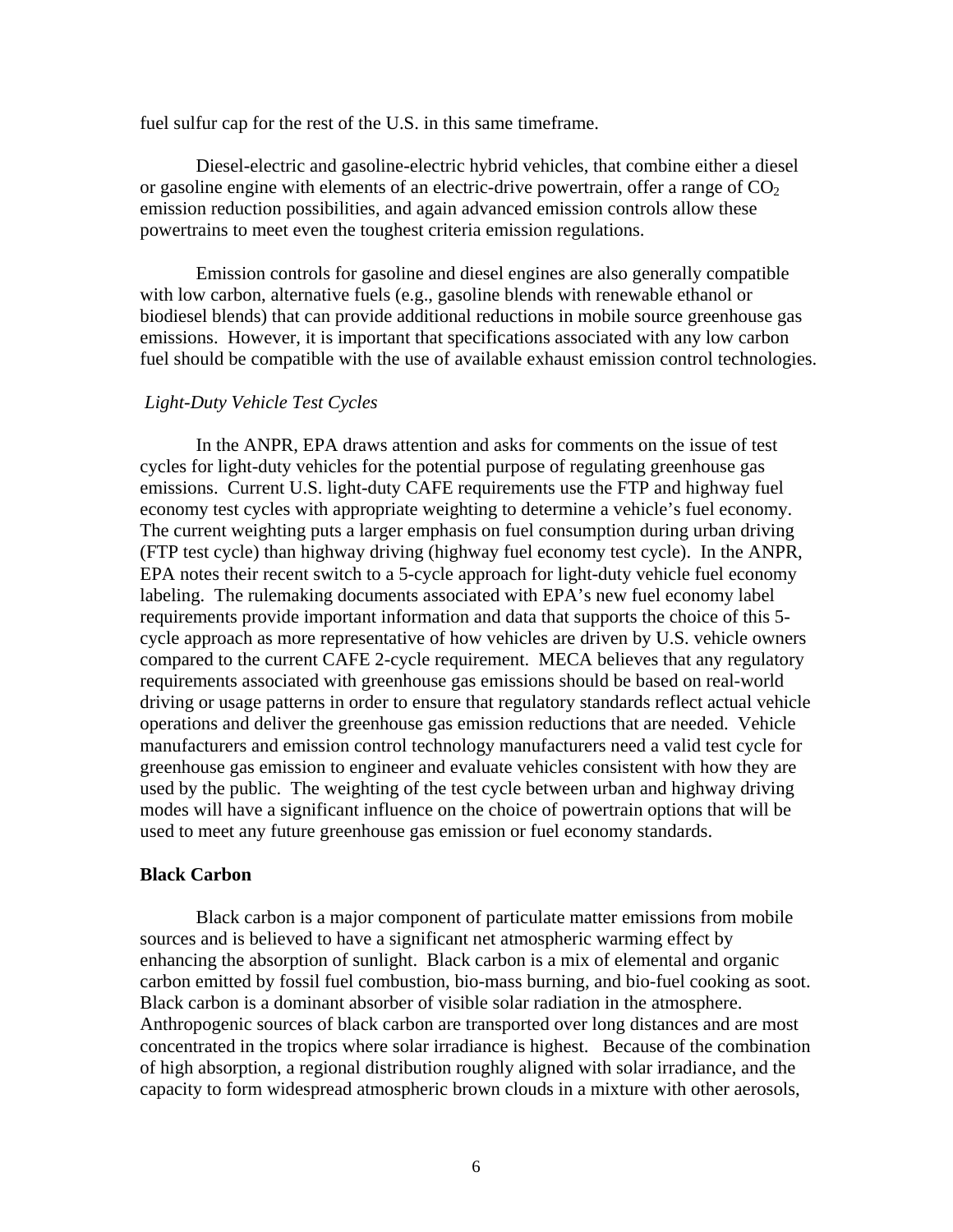fuel sulfur cap for the rest of the U.S. in this same timeframe.

Diesel-electric and gasoline-electric hybrid vehicles, that combine either a diesel or gasoline engine with elements of an electric-drive powertrain, offer a range of $CO_2$ emission reduction possibilities, and again advanced emission controls allow these powertrains to meet even the toughest criteria emission regulations.

Emission controls for gasoline and diesel engines are also generally compatible with low carbon, alternative fuels (e.g., gasoline blends with renewable ethanol or biodiesel blends) that can provide additional reductions in mobile source greenhouse gas emissions. However, it is important that specifications associated with any low carbon fuel should be compatible with the use of available exhaust emission control technologies.

*Light-Duty Vehicle Test Cycles*

In the ANPR, EPA draws attention and asks for comments on the issue of test cycles for light-duty vehicles for the potential purpose of regulating greenhouse gas emissions. Current U.S. light-duty CAFE requirements use the FTP and highway fuel economy test cycles with appropriate weighting to determine a vehicle's fuel economy. The current weighting puts a larger emphasis on fuel consumption during urban driving (FTP test cycle) than highway driving (highway fuel economy test cycle). In the ANPR, EPA notes their recent switch to a 5-cycle approach for light-duty vehicle fuel economy labeling. The rulemaking documents associated with EPA's new fuel economy label requirements provide important information and data that supports the choice of this 5-cycle approach as more representative of how vehicles are driven by U.S. vehicle owners compared to the current CAFE 2-cycle requirement. MECA believes that any regulatory requirements associated with greenhouse gas emissions should be based on real-world driving or usage patterns in order to ensure that regulatory standards reflect actual vehicle operations and deliver the greenhouse gas emission reductions that are needed. Vehicle manufacturers and emission control technology manufacturers need a valid test cycle for greenhouse gas emission to engineer and evaluate vehicles consistent with how they are used by the public. The weighting of the test cycle between urban and highway driving modes will have a significant influence on the choice of powertrain options that will be used to meet any future greenhouse gas emission or fuel economy standards.

**Black Carbon**

Black carbon is a major component of particulate matter emissions from mobile sources and is believed to have a significant net atmospheric warming effect by enhancing the absorption of sunlight. Black carbon is a mix of elemental and organic carbon emitted by fossil fuel combustion, bio-mass burning, and bio-fuel cooking as soot. Black carbon is a dominant absorber of visible solar radiation in the atmosphere. Anthropogenic sources of black carbon are transported over long distances and are most concentrated in the tropics where solar irradiance is highest. Because of the combination of high absorption, a regional distribution roughly aligned with solar irradiance, and the capacity to form widespread atmospheric brown clouds in a mixture with other aerosols,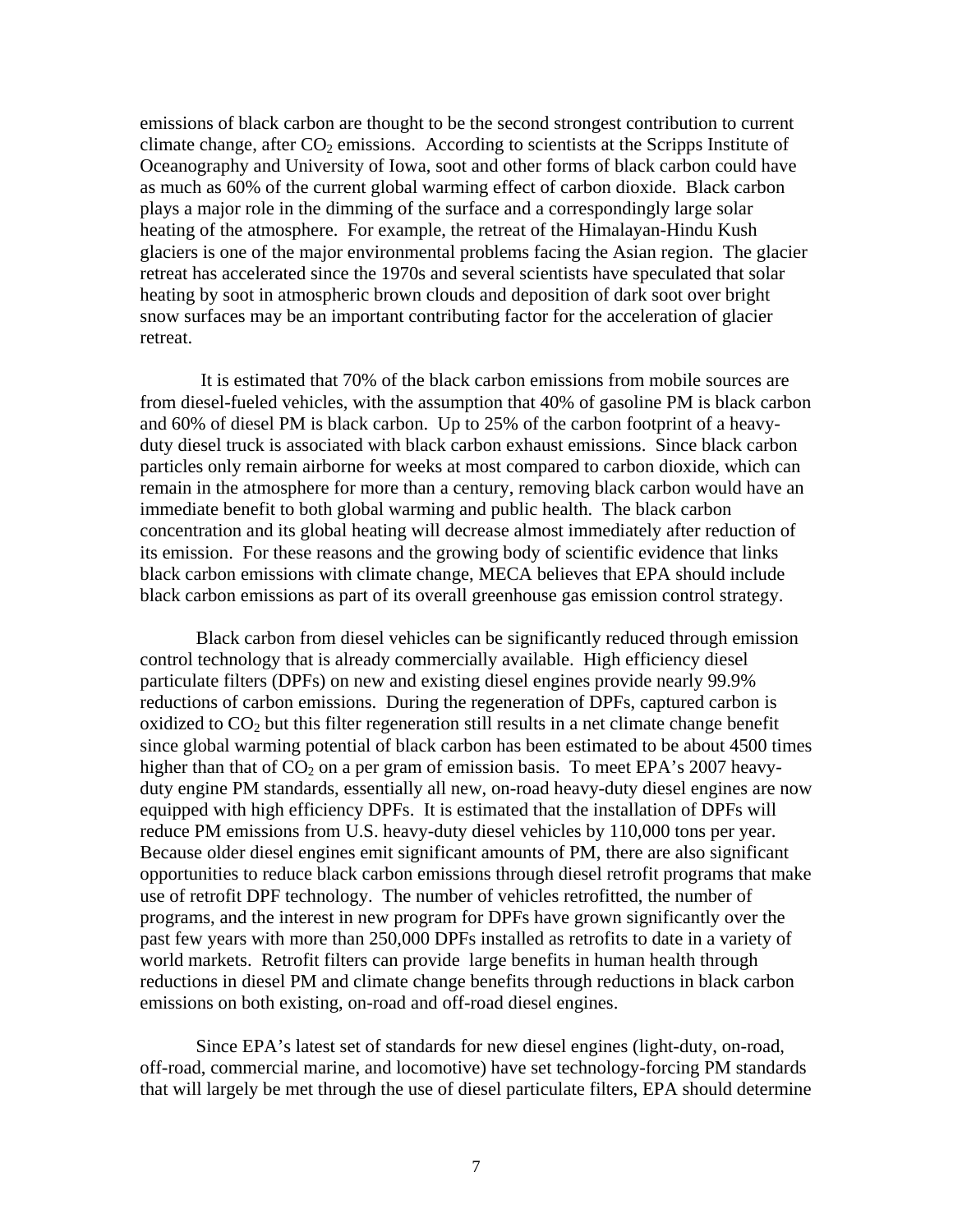emissions of black carbon are thought to be the second strongest contribution to current climate change, after $CO_2$ emissions. According to scientists at the Scripps Institute of Oceanography and University of Iowa, soot and other forms of black carbon could have as much as 60% of the current global warming effect of carbon dioxide. Black carbon plays a major role in the dimming of the surface and a correspondingly large solar heating of the atmosphere. For example, the retreat of the Himalayan-Hindu Kush glaciers is one of the major environmental problems facing the Asian region. The glacier retreat has accelerated since the 1970s and several scientists have speculated that solar heating by soot in atmospheric brown clouds and deposition of dark soot over bright snow surfaces may be an important contributing factor for the acceleration of glacier retreat.

It is estimated that 70% of the black carbon emissions from mobile sources are from diesel-fueled vehicles, with the assumption that 40% of gasoline PM is black carbon and 60% of diesel PM is black carbon. Up to 25% of the carbon footprint of a heavy-duty diesel truck is associated with black carbon exhaust emissions. Since black carbon particles only remain airborne for weeks at most compared to carbon dioxide, which can remain in the atmosphere for more than a century, removing black carbon would have an immediate benefit to both global warming and public health. The black carbon concentration and its global heating will decrease almost immediately after reduction of its emission. For these reasons and the growing body of scientific evidence that links black carbon emissions with climate change, MECA believes that EPA should include black carbon emissions as part of its overall greenhouse gas emission control strategy.

Black carbon from diesel vehicles can be significantly reduced through emission control technology that is already commercially available. High efficiency diesel particulate filters (DPFs) on new and existing diesel engines provide nearly 99.9% reductions of carbon emissions. During the regeneration of DPFs, captured carbon is oxidized to $CO_2$ but this filter regeneration still results in a net climate change benefit since global warming potential of black carbon has been estimated to be about 4500 times higher than that of $CO_2$ on a per gram of emission basis. To meet EPA's 2007 heavy-duty engine PM standards, essentially all new, on-road heavy-duty diesel engines are now equipped with high efficiency DPFs. It is estimated that the installation of DPFs will reduce PM emissions from U.S. heavy-duty diesel vehicles by 110,000 tons per year. Because older diesel engines emit significant amounts of PM, there are also significant opportunities to reduce black carbon emissions through diesel retrofit programs that make use of retrofit DPF technology. The number of vehicles retrofitted, the number of programs, and the interest in new program for DPFs have grown significantly over the past few years with more than 250,000 DPFs installed as retrofits to date in a variety of world markets. Retrofit filters can provide large benefits in human health through reductions in diesel PM and climate change benefits through reductions in black carbon emissions on both existing, on-road and off-road diesel engines.

Since EPA's latest set of standards for new diesel engines (light-duty, on-road, off-road, commercial marine, and locomotive) have set technology-forcing PM standards that will largely be met through the use of diesel particulate filters, EPA should determine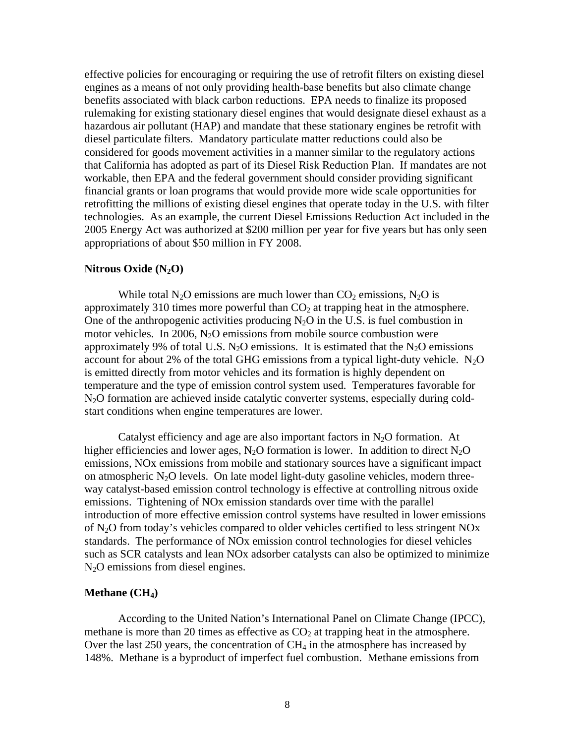effective policies for encouraging or requiring the use of retrofit filters on existing diesel engines as a means of not only providing health-base benefits but also climate change benefits associated with black carbon reductions. EPA needs to finalize its proposed rulemaking for existing stationary diesel engines that would designate diesel exhaust as a hazardous air pollutant (HAP) and mandate that these stationary engines be retrofit with diesel particulate filters. Mandatory particulate matter reductions could also be considered for goods movement activities in a manner similar to the regulatory actions that California has adopted as part of its Diesel Risk Reduction Plan. If mandates are not workable, then EPA and the federal government should consider providing significant financial grants or loan programs that would provide more wide scale opportunities for retrofitting the millions of existing diesel engines that operate today in the U.S. with filter technologies. As an example, the current Diesel Emissions Reduction Act included in the 2005 Energy Act was authorized at $200 million per year for five years but has only seen appropriations of about $50 million in FY 2008.

**Nitrous Oxide ($N_2O$)**

While total $N_2O$ emissions are much lower than $CO_2$ emissions, $N_2O$ is approximately 310 times more powerful than $CO_2$ at trapping heat in the atmosphere. One of the anthropogenic activities producing $N_2O$ in the U.S. is fuel combustion in motor vehicles. In 2006, $N_2O$ emissions from mobile source combustion were approximately 9% of total U.S. $N_2O$ emissions. It is estimated that the $N_2O$ emissions account for about 2% of the total GHG emissions from a typical light-duty vehicle. $N_2O$ is emitted directly from motor vehicles and its formation is highly dependent on temperature and the type of emission control system used. Temperatures favorable for $N_2O$ formation are achieved inside catalytic converter systems, especially during cold-start conditions when engine temperatures are lower.

Catalyst efficiency and age are also important factors in $N_2O$ formation. At higher efficiencies and lower ages, $N_2O$ formation is lower. In addition to direct $N_2O$ emissions, NOx emissions from mobile and stationary sources have a significant impact on atmospheric $N_2O$ levels. On late model light-duty gasoline vehicles, modern three-way catalyst-based emission control technology is effective at controlling nitrous oxide emissions. Tightening of NOx emission standards over time with the parallel introduction of more effective emission control systems have resulted in lower emissions of $N_2O$ from today's vehicles compared to older vehicles certified to less stringent NOx standards. The performance of NOx emission control technologies for diesel vehicles such as SCR catalysts and lean NOx adsorber catalysts can also be optimized to minimize $N_2O$ emissions from diesel engines.

**Methane ($CH_4$)**

According to the United Nation's International Panel on Climate Change (IPCC), methane is more than 20 times as effective as $CO_2$ at trapping heat in the atmosphere. Over the last 250 years, the concentration of $CH_4$ in the atmosphere has increased by 148%. Methane is a byproduct of imperfect fuel combustion. Methane emissions from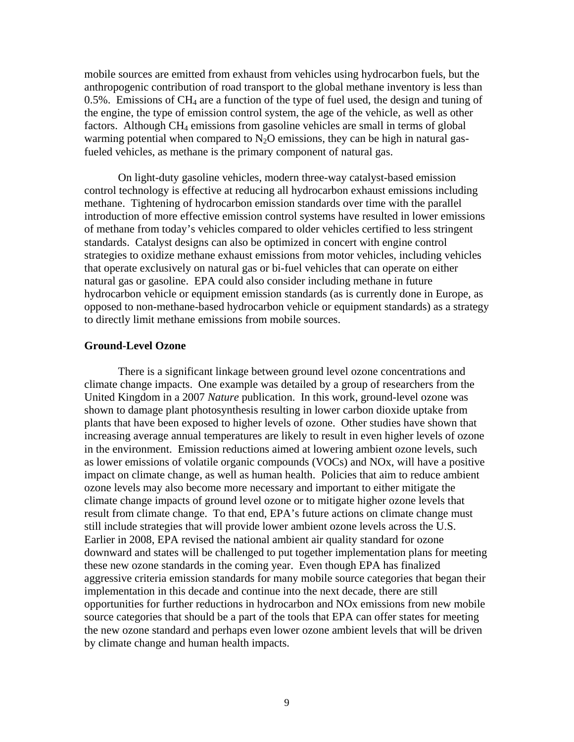mobile sources are emitted from exhaust from vehicles using hydrocarbon fuels, but the anthropogenic contribution of road transport to the global methane inventory is less than 0.5%. Emissions of $CH_4$ are a function of the type of fuel used, the design and tuning of the engine, the type of emission control system, the age of the vehicle, as well as other factors. Although $CH_4$ emissions from gasoline vehicles are small in terms of global warming potential when compared to $N_2O$ emissions, they can be high in natural gas-fueled vehicles, as methane is the primary component of natural gas.

On light-duty gasoline vehicles, modern three-way catalyst-based emission control technology is effective at reducing all hydrocarbon exhaust emissions including methane. Tightening of hydrocarbon emission standards over time with the parallel introduction of more effective emission control systems have resulted in lower emissions of methane from today's vehicles compared to older vehicles certified to less stringent standards. Catalyst designs can also be optimized in concert with engine control strategies to oxidize methane exhaust emissions from motor vehicles, including vehicles that operate exclusively on natural gas or bi-fuel vehicles that can operate on either natural gas or gasoline. EPA could also consider including methane in future hydrocarbon vehicle or equipment emission standards (as is currently done in Europe, as opposed to non-methane-based hydrocarbon vehicle or equipment standards) as a strategy to directly limit methane emissions from mobile sources.

**Ground-Level Ozone**

There is a significant linkage between ground level ozone concentrations and climate change impacts. One example was detailed by a group of researchers from the United Kingdom in a 2007 *Nature* publication. In this work, ground-level ozone was shown to damage plant photosynthesis resulting in lower carbon dioxide uptake from plants that have been exposed to higher levels of ozone. Other studies have shown that increasing average annual temperatures are likely to result in even higher levels of ozone in the environment. Emission reductions aimed at lowering ambient ozone levels, such as lower emissions of volatile organic compounds (VOCs) and NOx, will have a positive impact on climate change, as well as human health. Policies that aim to reduce ambient ozone levels may also become more necessary and important to either mitigate the climate change impacts of ground level ozone or to mitigate higher ozone levels that result from climate change. To that end, EPA's future actions on climate change must still include strategies that will provide lower ambient ozone levels across the U.S. Earlier in 2008, EPA revised the national ambient air quality standard for ozone downward and states will be challenged to put together implementation plans for meeting these new ozone standards in the coming year. Even though EPA has finalized aggressive criteria emission standards for many mobile source categories that began their implementation in this decade and continue into the next decade, there are still opportunities for further reductions in hydrocarbon and NOx emissions from new mobile source categories that should be a part of the tools that EPA can offer states for meeting the new ozone standard and perhaps even lower ozone ambient levels that will be driven by climate change and human health impacts.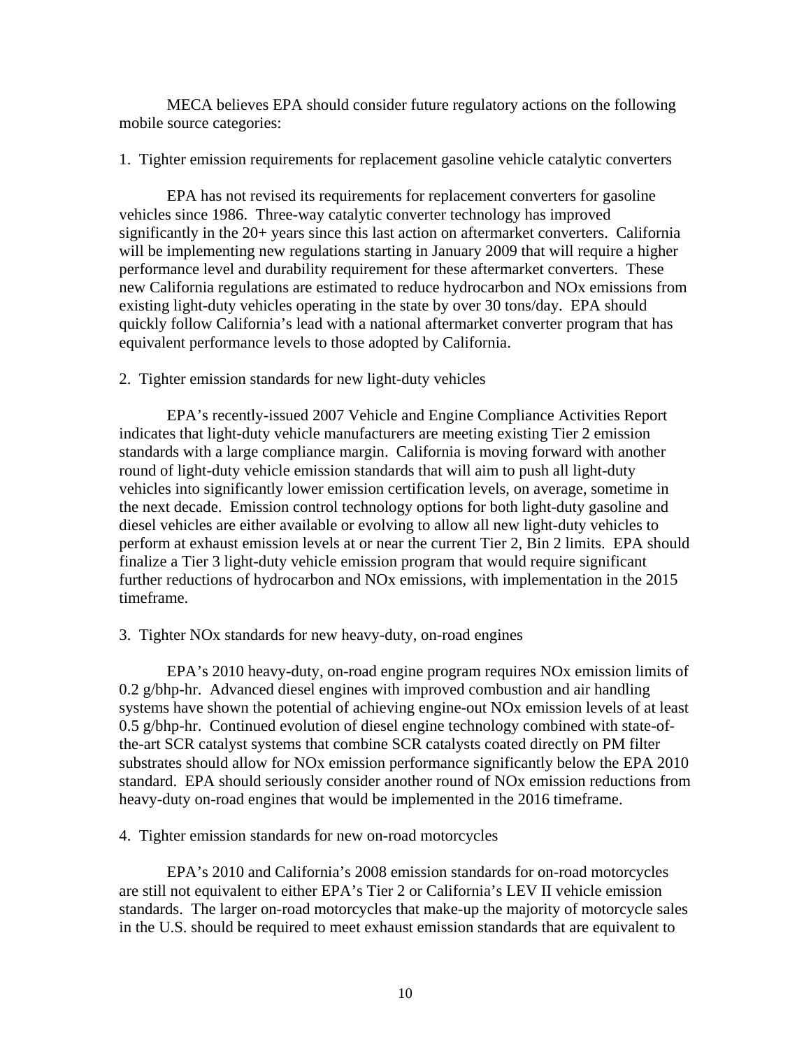MECA believes EPA should consider future regulatory actions on the following mobile source categories:

1. Tighter emission requirements for replacement gasoline vehicle catalytic converters

EPA has not revised its requirements for replacement converters for gasoline vehicles since 1986. Three-way catalytic converter technology has improved significantly in the 20+ years since this last action on aftermarket converters. California will be implementing new regulations starting in January 2009 that will require a higher performance level and durability requirement for these aftermarket converters. These new California regulations are estimated to reduce hydrocarbon and NOx emissions from existing light-duty vehicles operating in the state by over 30 tons/day. EPA should quickly follow California's lead with a national aftermarket converter program that has equivalent performance levels to those adopted by California.

2. Tighter emission standards for new light-duty vehicles

EPA's recently-issued 2007 Vehicle and Engine Compliance Activities Report indicates that light-duty vehicle manufacturers are meeting existing Tier 2 emission standards with a large compliance margin. California is moving forward with another round of light-duty vehicle emission standards that will aim to push all light-duty vehicles into significantly lower emission certification levels, on average, sometime in the next decade. Emission control technology options for both light-duty gasoline and diesel vehicles are either available or evolving to allow all new light-duty vehicles to perform at exhaust emission levels at or near the current Tier 2, Bin 2 limits. EPA should finalize a Tier 3 light-duty vehicle emission program that would require significant further reductions of hydrocarbon and NOx emissions, with implementation in the 2015 timeframe.

3. Tighter NOx standards for new heavy-duty, on-road engines

EPA's 2010 heavy-duty, on-road engine program requires NOx emission limits of 0.2 g/bhp-hr. Advanced diesel engines with improved combustion and air handling systems have shown the potential of achieving engine-out NOx emission levels of at least 0.5 g/bhp-hr. Continued evolution of diesel engine technology combined with state-of-the-art SCR catalyst systems that combine SCR catalysts coated directly on PM filter substrates should allow for NOx emission performance significantly below the EPA 2010 standard. EPA should seriously consider another round of NOx emission reductions from heavy-duty on-road engines that would be implemented in the 2016 timeframe.

4. Tighter emission standards for new on-road motorcycles

EPA's 2010 and California's 2008 emission standards for on-road motorcycles are still not equivalent to either EPA's Tier 2 or California's LEV II vehicle emission standards. The larger on-road motorcycles that make-up the majority of motorcycle sales in the U.S. should be required to meet exhaust emission standards that are equivalent to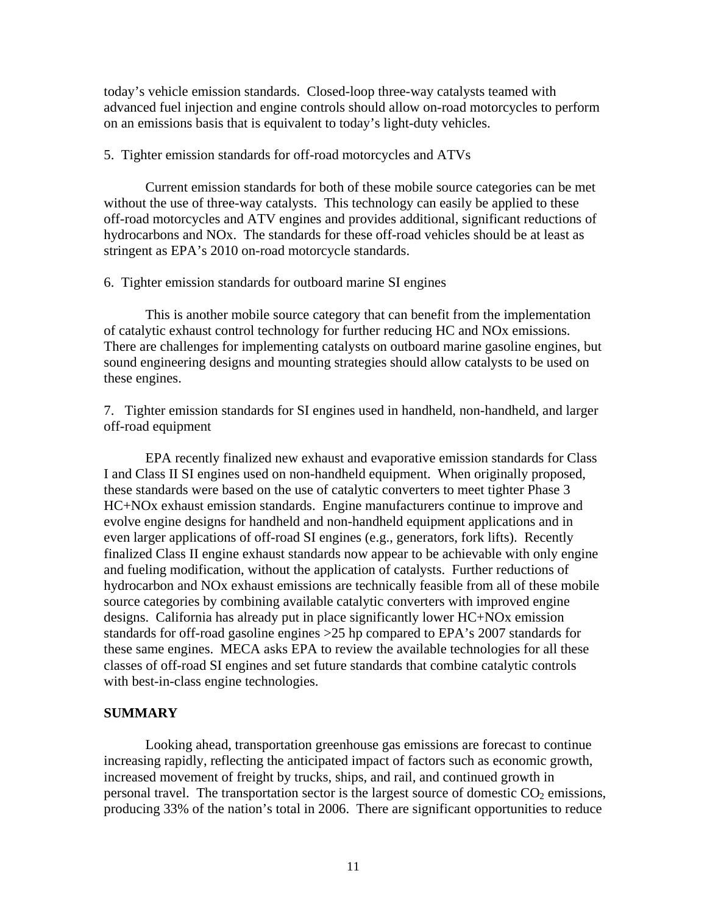today's vehicle emission standards. Closed-loop three-way catalysts teamed with advanced fuel injection and engine controls should allow on-road motorcycles to perform on an emissions basis that is equivalent to today's light-duty vehicles.

5. Tighter emission standards for off-road motorcycles and ATVs

Current emission standards for both of these mobile source categories can be met without the use of three-way catalysts. This technology can easily be applied to these off-road motorcycles and ATV engines and provides additional, significant reductions of hydrocarbons and NOx. The standards for these off-road vehicles should be at least as stringent as EPA's 2010 on-road motorcycle standards.

6. Tighter emission standards for outboard marine SI engines

This is another mobile source category that can benefit from the implementation of catalytic exhaust control technology for further reducing HC and NOx emissions. There are challenges for implementing catalysts on outboard marine gasoline engines, but sound engineering designs and mounting strategies should allow catalysts to be used on these engines.

7. Tighter emission standards for SI engines used in handheld, non-handheld, and larger off-road equipment

EPA recently finalized new exhaust and evaporative emission standards for Class I and Class II SI engines used on non-handheld equipment. When originally proposed, these standards were based on the use of catalytic converters to meet tighter Phase 3 HC+NOx exhaust emission standards. Engine manufacturers continue to improve and evolve engine designs for handheld and non-handheld equipment applications and in even larger applications of off-road SI engines (e.g., generators, fork lifts). Recently finalized Class II engine exhaust standards now appear to be achievable with only engine and fueling modification, without the application of catalysts. Further reductions of hydrocarbon and NOx exhaust emissions are technically feasible from all of these mobile source categories by combining available catalytic converters with improved engine designs. California has already put in place significantly lower HC+NOx emission standards for off-road gasoline engines >25 hp compared to EPA's 2007 standards for these same engines. MECA asks EPA to review the available technologies for all these classes of off-road SI engines and set future standards that combine catalytic controls with best-in-class engine technologies.

**SUMMARY**

Looking ahead, transportation greenhouse gas emissions are forecast to continue increasing rapidly, reflecting the anticipated impact of factors such as economic growth, increased movement of freight by trucks, ships, and rail, and continued growth in personal travel. The transportation sector is the largest source of domestic $CO_2$ emissions, producing 33% of the nation's total in 2006. There are significant opportunities to reduce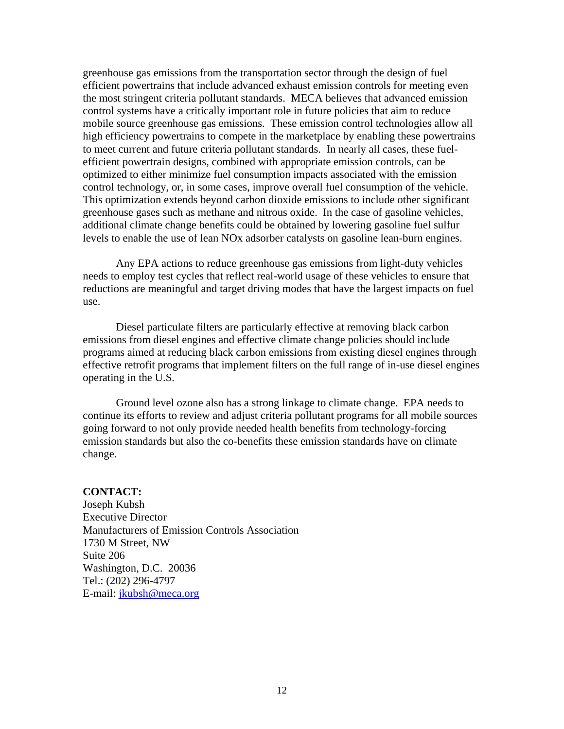greenhouse gas emissions from the transportation sector through the design of fuel efficient powertrains that include advanced exhaust emission controls for meeting even the most stringent criteria pollutant standards. MECA believes that advanced emission control systems have a critically important role in future policies that aim to reduce mobile source greenhouse gas emissions. These emission control technologies allow all high efficiency powertrains to compete in the marketplace by enabling these powertrains to meet current and future criteria pollutant standards. In nearly all cases, these fuel-efficient powertrain designs, combined with appropriate emission controls, can be optimized to either minimize fuel consumption impacts associated with the emission control technology, or, in some cases, improve overall fuel consumption of the vehicle. This optimization extends beyond carbon dioxide emissions to include other significant greenhouse gases such as methane and nitrous oxide. In the case of gasoline vehicles, additional climate change benefits could be obtained by lowering gasoline fuel sulfur levels to enable the use of lean NOx adsorber catalysts on gasoline lean-burn engines.

Any EPA actions to reduce greenhouse gas emissions from light-duty vehicles needs to employ test cycles that reflect real-world usage of these vehicles to ensure that reductions are meaningful and target driving modes that have the largest impacts on fuel use.

Diesel particulate filters are particularly effective at removing black carbon emissions from diesel engines and effective climate change policies should include programs aimed at reducing black carbon emissions from existing diesel engines through effective retrofit programs that implement filters on the full range of in-use diesel engines operating in the U.S.

Ground level ozone also has a strong linkage to climate change. EPA needs to continue its efforts to review and adjust criteria pollutant programs for all mobile sources going forward to not only provide needed health benefits from technology-forcing emission standards but also the co-benefits these emission standards have on climate change.

**CONTACT:**
Joseph Kubsh
Executive Director
Manufacturers of Emission Controls Association
1730 M Street, NW
Suite 206
Washington, D.C. 20036
Tel.: (202) 296-4797
E-mail: jkubsh@meca.org